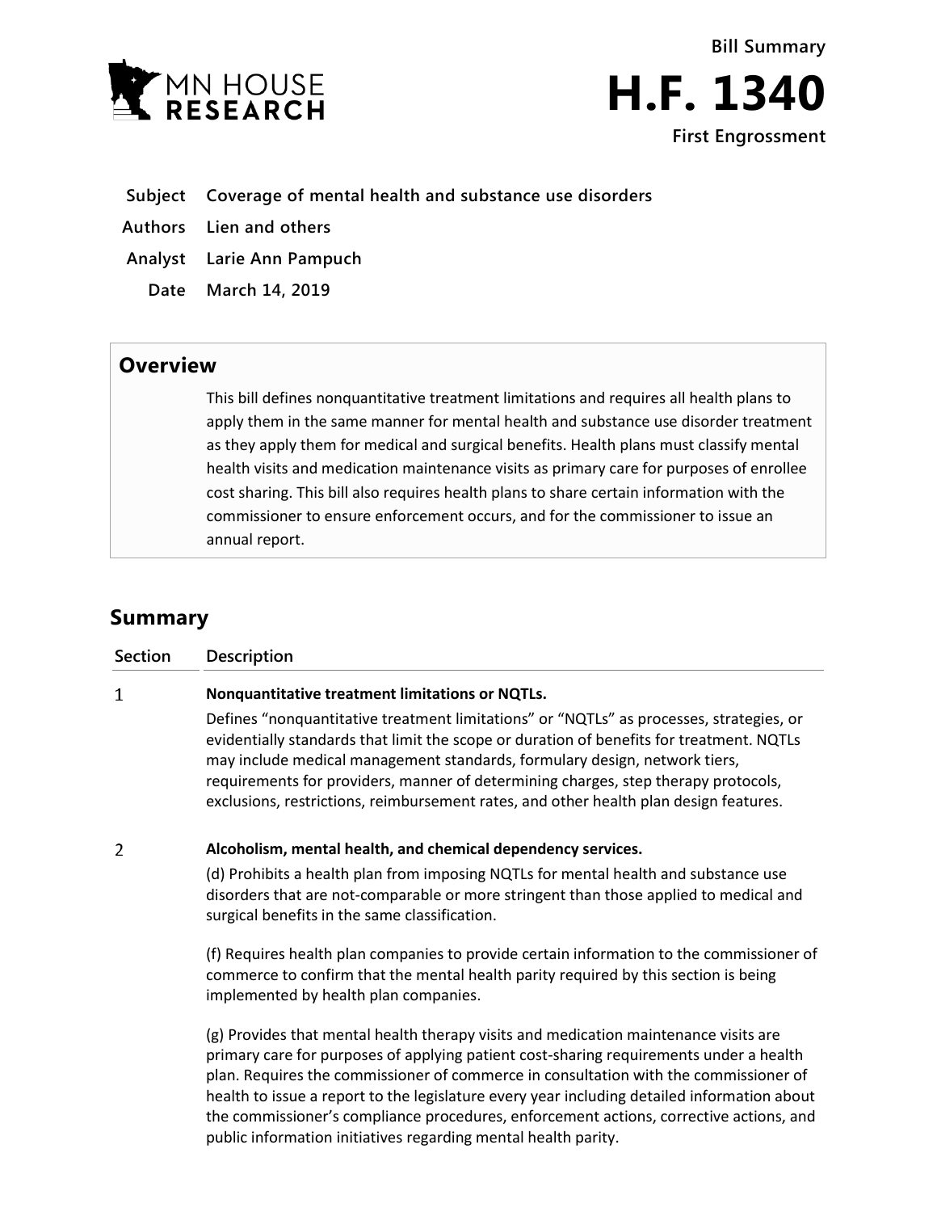Bill Summary

# H.F. 1340

First Engrossment

| | |
|---|---|
| **Subject** | **Coverage of mental health and substance use disorders** |
| **Authors** | **Lien and others** |
| **Analyst** | **Larie Ann Pampuch** |
| **Date** | **March 14, 2019** |

## Overview

This bill defines nonquantitative treatment limitations and requires all health plans to apply them in the same manner for mental health and substance use disorder treatment as they apply them for medical and surgical benefits. Health plans must classify mental health visits and medication maintenance visits as primary care for purposes of enrollee cost sharing. This bill also requires health plans to share certain information with the commissioner to ensure enforcement occurs, and for the commissioner to issue an annual report.

## Summary

| Section | Description |
|---|---|
| 1 | **Nonquantitative treatment limitations or NQTLs.**<br><br>Defines "nonquantitative treatment limitations" or "NQTLs" as processes, strategies, or evidentially standards that limit the scope or duration of benefits for treatment. NQTLs may include medical management standards, formulary design, network tiers, requirements for providers, manner of determining charges, step therapy protocols, exclusions, restrictions, reimbursement rates, and other health plan design features. |
| 2 | **Alcoholism, mental health, and chemical dependency services.**<br><br>(d) Prohibits a health plan from imposing NQTLs for mental health and substance use disorders that are not-comparable or more stringent than those applied to medical and surgical benefits in the same classification.<br><br>(f) Requires health plan companies to provide certain information to the commissioner of commerce to confirm that the mental health parity required by this section is being implemented by health plan companies.<br><br>(g) Provides that mental health therapy visits and medication maintenance visits are primary care for purposes of applying patient cost-sharing requirements under a health plan. Requires the commissioner of commerce in consultation with the commissioner of health to issue a report to the legislature every year including detailed information about the commissioner's compliance procedures, enforcement actions, corrective actions, and public information initiatives regarding mental health parity. |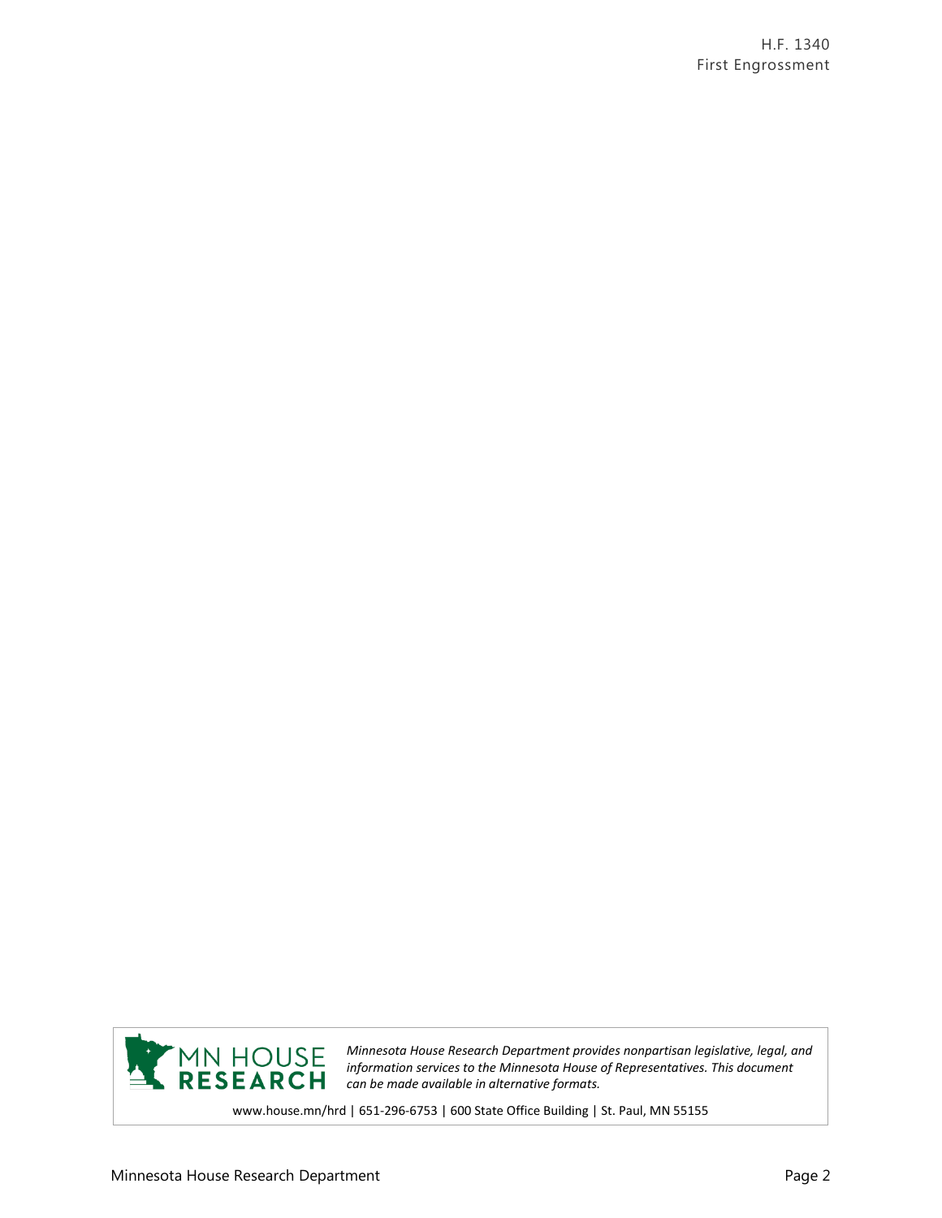Minnesota House Research Department provides nonpartisan legislative, legal, and information services to the Minnesota House of Representatives. This document can be made available in alternative formats.

www.house.mn/hrd | 651-296-6753 | 600 State Office Building | St. Paul, MN 55155